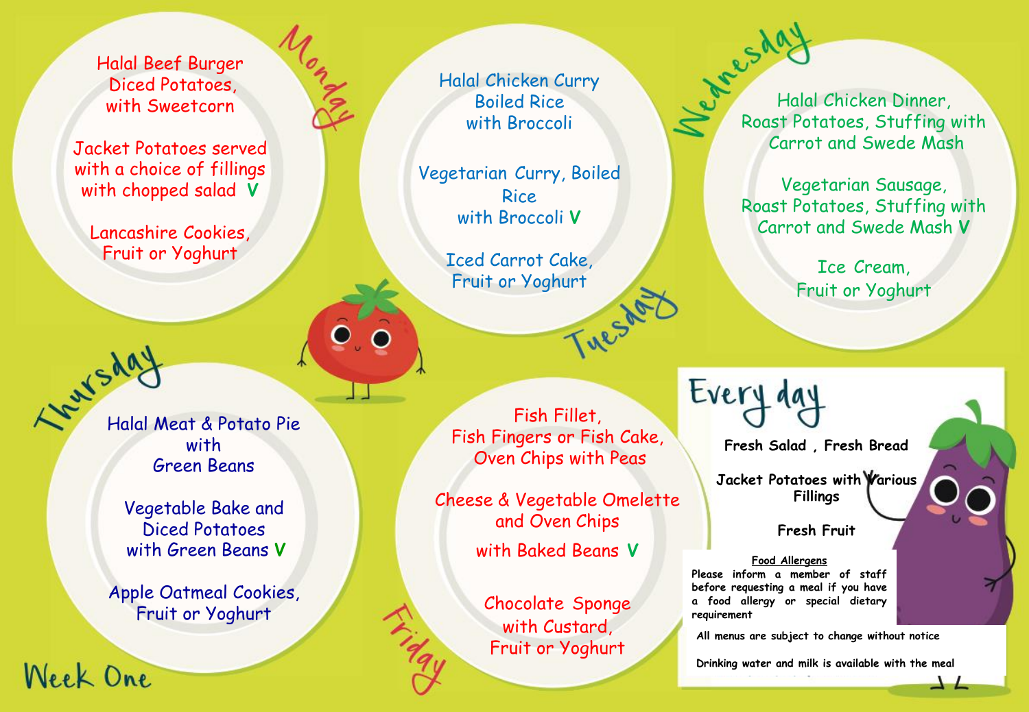# Week One

## Monday

Halal Beef Burger
Diced Potatoes,
with Sweetcorn

Jacket Potatoes served with a choice of fillings with chopped salad **V**

Lancashire Cookies,
Fruit or Yoghurt

## Tuesday

Halal Chicken Curry
Boiled Rice
with Broccoli

Vegetarian Curry, Boiled Rice
with Broccoli **V**

Iced Carrot Cake,
Fruit or Yoghurt

## Wednesday

Halal Chicken Dinner,
Roast Potatoes, Stuffing with Carrot and Swede Mash

Vegetarian Sausage,
Roast Potatoes, Stuffing with Carrot and Swede Mash **V**

Ice Cream,
Fruit or Yoghurt

## Thursday

Halal Meat & Potato Pie
with
Green Beans

Vegetable Bake and
Diced Potatoes
with Green Beans **V**

Apple Oatmeal Cookies,
Fruit or Yoghurt

## Friday

Fish Fillet,
Fish Fingers or Fish Cake,
Oven Chips with Peas

Cheese & Vegetable Omelette and Oven Chips
with Baked Beans **V**

Chocolate Sponge
with Custard,
Fruit or Yoghurt

## Every day

**Fresh Salad , Fresh Bread**

**Jacket Potatoes with Various Fillings**

**Fresh Fruit**

**Food Allergens**

**Please inform a member of staff before requesting a meal if you have a food allergy or special dietary requirement**

**All menus are subject to change without notice**

**Drinking water and milk is available with the meal**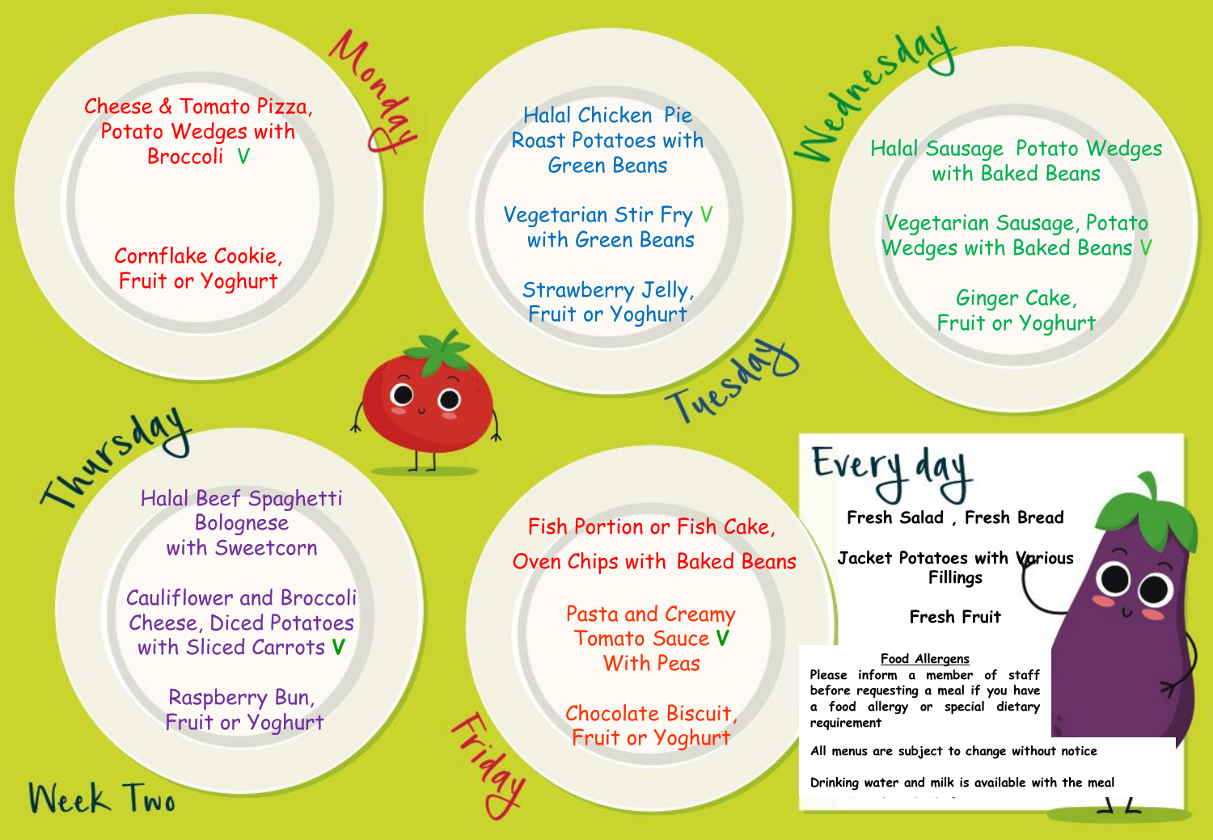# Week Two

## Monday

Cheese & Tomato Pizza, Potato Wedges with Broccoli V

Cornflake Cookie, Fruit or Yoghurt

## Tuesday

Halal Chicken Pie Roast Potatoes with Green Beans

Vegetarian Stir Fry V with Green Beans

Strawberry Jelly, Fruit or Yoghurt

## Wednesday

Halal Sausage Potato Wedges with Baked Beans

Vegetarian Sausage, Potato Wedges with Baked Beans V

Ginger Cake, Fruit or Yoghurt

## Thursday

Halal Beef Spaghetti Bolognese with Sweetcorn

Cauliflower and Broccoli Cheese, Diced Potatoes with Sliced Carrots **V**

Raspberry Bun, Fruit or Yoghurt

## Friday

Fish Portion or Fish Cake, Oven Chips with Baked Beans

Pasta and Creamy Tomato Sauce **V** With Peas

Chocolate Biscuit, Fruit or Yoghurt

## Every day

**Fresh Salad , Fresh Bread**

**Jacket Potatoes with Various Fillings**

**Fresh Fruit**

**Food Allergens**

**Please inform a member of staff before requesting a meal if you have a food allergy or special dietary requirement**

**All menus are subject to change without notice**

**Drinking water and milk is available with the meal**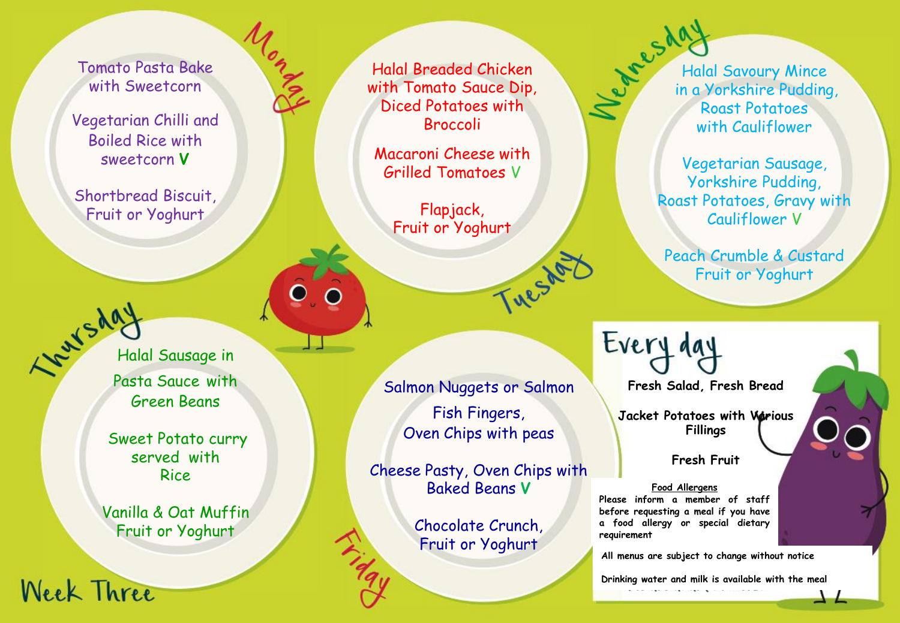# Week Three

## Monday

Tomato Pasta Bake with Sweetcorn

Vegetarian Chilli and Boiled Rice with sweetcorn **V**

Shortbread Biscuit, Fruit or Yoghurt

## Tuesday

Halal Breaded Chicken with Tomato Sauce Dip, Diced Potatoes with Broccoli

Macaroni Cheese with Grilled Tomatoes V

Flapjack, Fruit or Yoghurt

## Wednesday

Halal Savoury Mince in a Yorkshire Pudding, Roast Potatoes with Cauliflower

Vegetarian Sausage, Yorkshire Pudding, Roast Potatoes, Gravy with Cauliflower V

Peach Crumble & Custard Fruit or Yoghurt

## Thursday

Halal Sausage in Pasta Sauce with Green Beans

Sweet Potato curry served with Rice

Vanilla & Oat Muffin Fruit or Yoghurt

## Friday

Salmon Nuggets or Salmon Fish Fingers, Oven Chips with peas

Cheese Pasty, Oven Chips with Baked Beans **V**

Chocolate Crunch, Fruit or Yoghurt

## Every day

**Fresh Salad, Fresh Bread**

**Jacket Potatoes with Various Fillings**

**Fresh Fruit**

**Food Allergens**

**Please inform a member of staff before requesting a meal if you have a food allergy or special dietary requirement**

**All menus are subject to change without notice**

**Drinking water and milk is available with the meal**